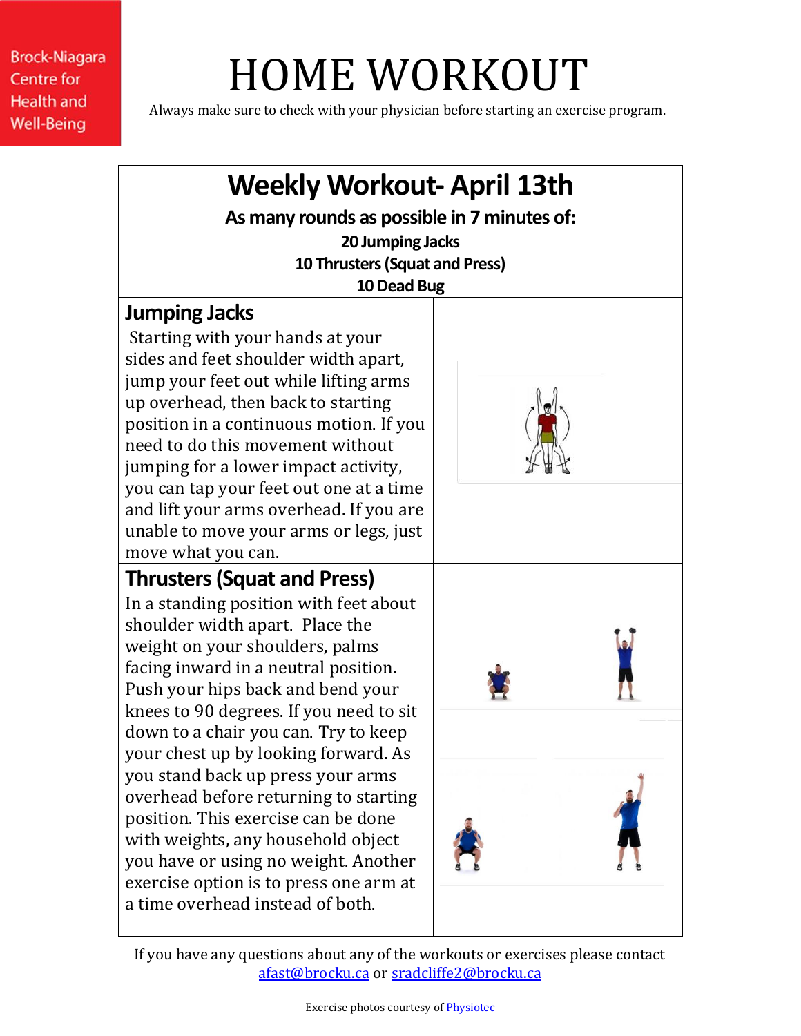Brock-Niagara Centre for Health and Well-Being

# HOME WORKOUT

Always make sure to check with your physician before starting an exercise program.

## Weekly Workout- April 13th

**As many rounds as possible in 7 minutes of:**

**20 Jumping Jacks**
**10 Thrusters (Squat and Press)**
**10 Dead Bug**

### Jumping Jacks

Starting with your hands at your sides and feet shoulder width apart, jump your feet out while lifting arms up overhead, then back to starting position in a continuous motion. If you need to do this movement without jumping for a lower impact activity, you can tap your feet out one at a time and lift your arms overhead. If you are unable to move your arms or legs, just move what you can.

### Thrusters (Squat and Press)

In a standing position with feet about shoulder width apart. Place the weight on your shoulders, palms facing inward in a neutral position. Push your hips back and bend your knees to 90 degrees. If you need to sit down to a chair you can. Try to keep your chest up by looking forward. As you stand back up press your arms overhead before returning to starting position. This exercise can be done with weights, any household object you have or using no weight. Another exercise option is to press one arm at a time overhead instead of both.

If you have any questions about any of the workouts or exercises please contact afast@brocku.ca or sradcliffe2@brocku.ca

Exercise photos courtesy of Physiotec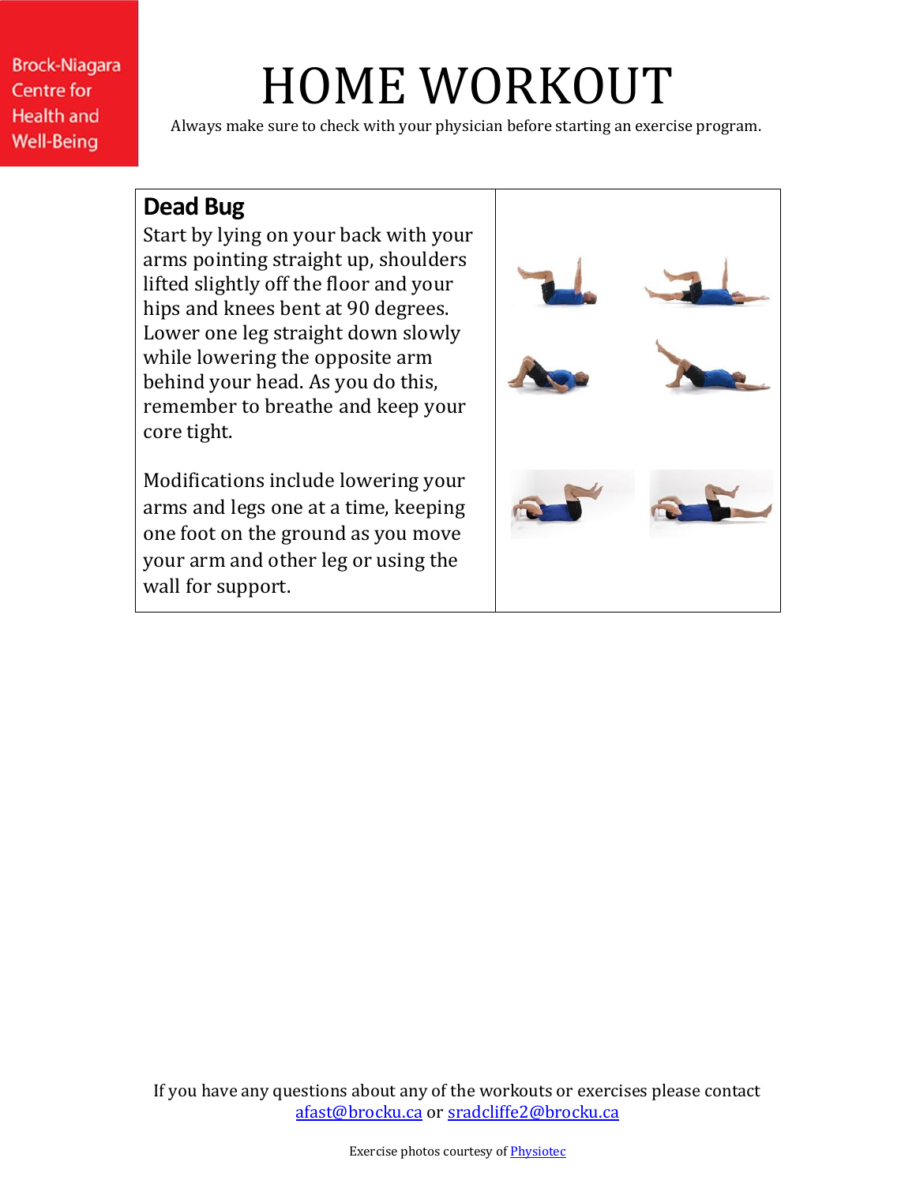Brock-Niagara Centre for Health and Well-Being

# HOME WORKOUT

Always make sure to check with your physician before starting an exercise program.

## Dead Bug

Start by lying on your back with your arms pointing straight up, shoulders lifted slightly off the floor and your hips and knees bent at 90 degrees. Lower one leg straight down slowly while lowering the opposite arm behind your head. As you do this, remember to breathe and keep your core tight.

Modifications include lowering your arms and legs one at a time, keeping one foot on the ground as you move your arm and other leg or using the wall for support.

If you have any questions about any of the workouts or exercises please contact afast@brocku.ca or sradcliffe2@brocku.ca

Exercise photos courtesy of Physiotec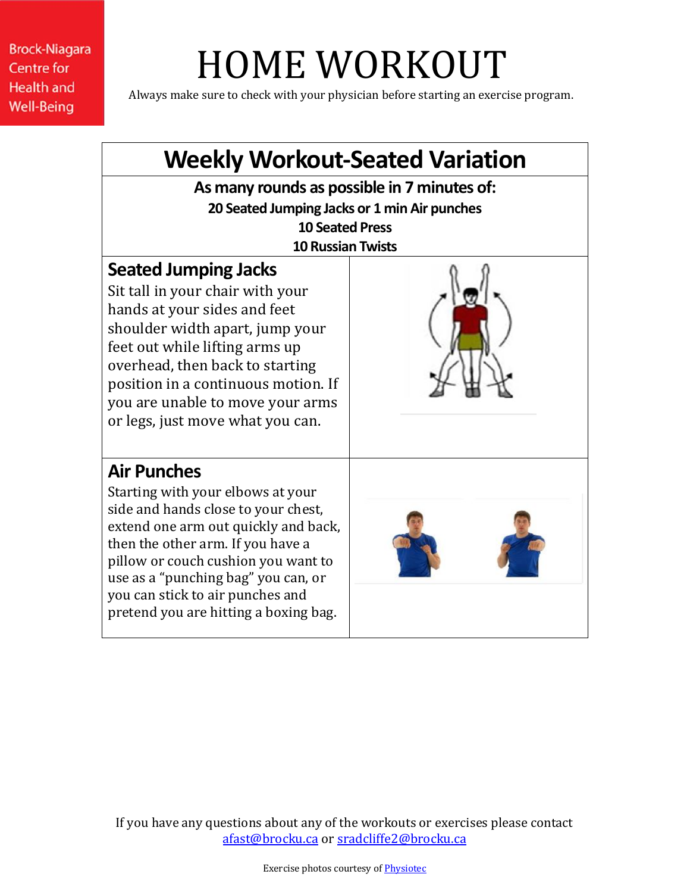Brock-Niagara Centre for Health and Well-Being

# HOME WORKOUT

Always make sure to check with your physician before starting an exercise program.

## Weekly Workout-Seated Variation

**As many rounds as possible in 7 minutes of:**

**20 Seated Jumping Jacks or 1 min Air punches**
**10 Seated Press**
**10 Russian Twists**

### Seated Jumping Jacks

Sit tall in your chair with your hands at your sides and feet shoulder width apart, jump your feet out while lifting arms up overhead, then back to starting position in a continuous motion. If you are unable to move your arms or legs, just move what you can.

### Air Punches

Starting with your elbows at your side and hands close to your chest, extend one arm out quickly and back, then the other arm. If you have a pillow or couch cushion you want to use as a "punching bag" you can, or you can stick to air punches and pretend you are hitting a boxing bag.

If you have any questions about any of the workouts or exercises please contact afast@brocku.ca or sradcliffe2@brocku.ca

Exercise photos courtesy of Physiotec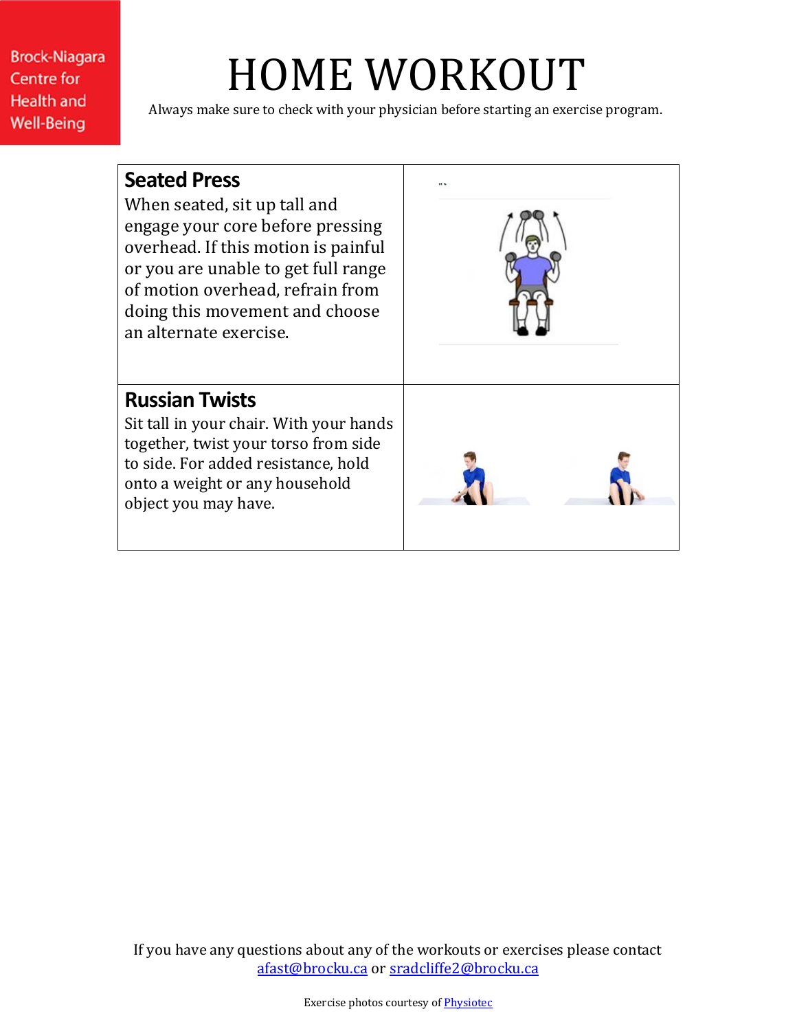Brock-Niagara Centre for Health and Well-Being

# HOME WORKOUT

Always make sure to check with your physician before starting an exercise program.

| | |
|---|---|
| **Seated Press**<br>When seated, sit up tall and engage your core before pressing overhead. If this motion is painful or you are unable to get full range of motion overhead, refrain from doing this movement and choose an alternate exercise. | |
| **Russian Twists**<br>Sit tall in your chair. With your hands together, twist your torso from side to side. For added resistance, hold onto a weight or any household object you may have. | |

If you have any questions about any of the workouts or exercises please contact afast@brocku.ca or sradcliffe2@brocku.ca

Exercise photos courtesy of Physiotec